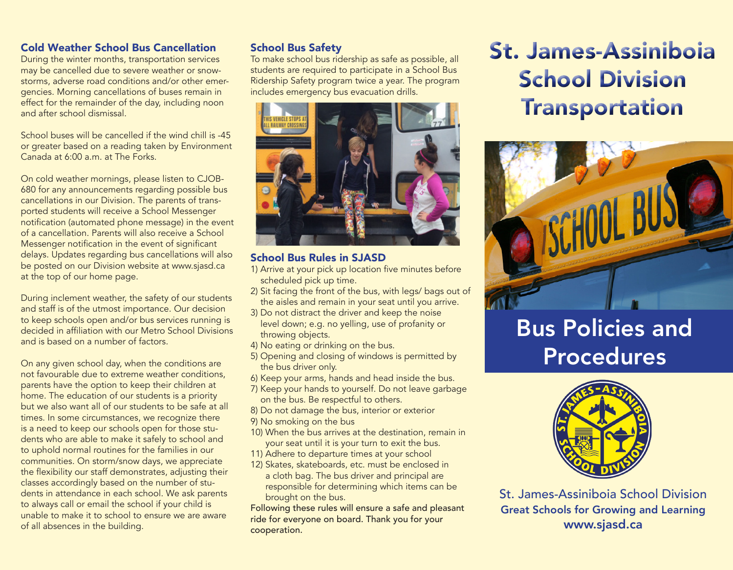## Cold Weather School Bus Cancellation

During the winter months, transportation services may be cancelled due to severe weather or snowstorms, adverse road conditions and/or other emergencies. Morning cancellations of buses remain in effect for the remainder of the day, including noon and after school dismissal.

School buses will be cancelled if the wind chill is -45 or greater based on a reading taken by Environment Canada at 6:00 a.m. at The Forks.

On cold weather mornings, please listen to CJOB-680 for any announcements regarding possible bus cancellations in our Division. The parents of transported students will receive a School Messenger notification (automated phone message) in the event of a cancellation. Parents will also receive a School Messenger notification in the event of significant delays. Updates regarding bus cancellations will also be posted on our Division website at www.sjasd.ca at the top of our home page.

During inclement weather, the safety of our students and staff is of the utmost importance. Our decision to keep schools open and/or bus services running is decided in affiliation with our Metro School Divisions and is based on a number of factors.

On any given school day, when the conditions are not favourable due to extreme weather conditions, parents have the option to keep their children at home. The education of our students is a priority but we also want all of our students to be safe at all times. In some circumstances, we recognize there is a need to keep our schools open for those students who are able to make it safely to school and to uphold normal routines for the families in our communities. On storm/snow days, we appreciate the flexibility our staff demonstrates, adjusting their classes accordingly based on the number of students in attendance in each school. We ask parents to always call or email the school if your child is unable to make it to school to ensure we are aware of all absences in the building.

## School Bus Safety

To make school bus ridership as safe as possible, all students are required to participate in a School Bus Ridership Safety program twice a year. The program includes emergency bus evacuation drills.

## School Bus Rules in SJASD

1) Arrive at your pick up location five minutes before scheduled pick up time.
2) Sit facing the front of the bus, with legs/ bags out of the aisles and remain in your seat until you arrive.
3) Do not distract the driver and keep the noise level down; e.g. no yelling, use of profanity or throwing objects.
4) No eating or drinking on the bus.
5) Opening and closing of windows is permitted by the bus driver only.
6) Keep your arms, hands and head inside the bus.
7) Keep your hands to yourself. Do not leave garbage on the bus. Be respectful to others.
8) Do not damage the bus, interior or exterior
9) No smoking on the bus
10) When the bus arrives at the destination, remain in your seat until it is your turn to exit the bus.
11) Adhere to departure times at your school
12) Skates, skateboards, etc. must be enclosed in a cloth bag. The bus driver and principal are responsible for determining which items can be brought on the bus.

Following these rules will ensure a safe and pleasant ride for everyone on board. Thank you for your cooperation.

# St. James-Assiniboia School Division Transportation

# Bus Policies and Procedures

St. James-Assiniboia School Division
**Great Schools for Growing and Learning**
**www.sjasd.ca**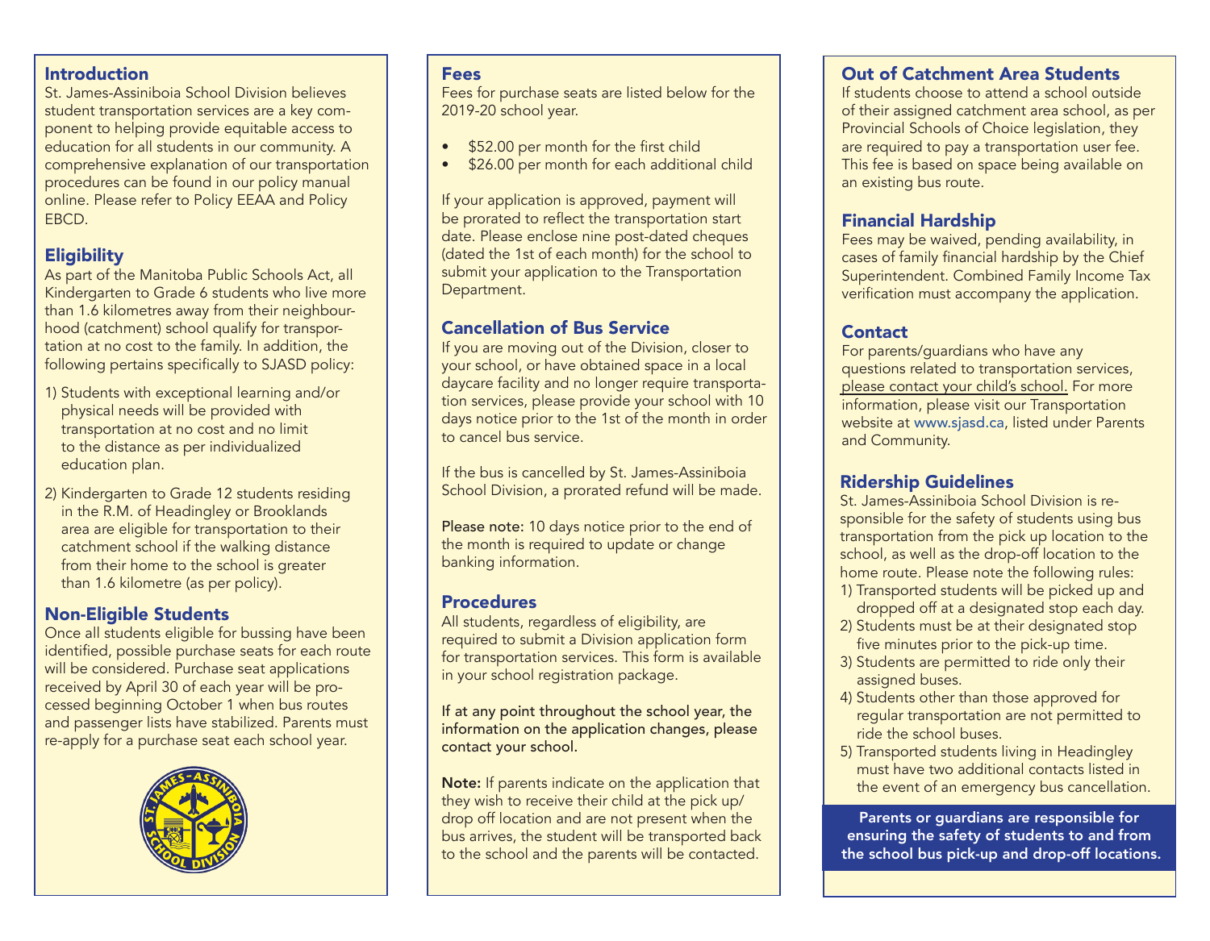## Introduction

St. James-Assiniboia School Division believes student transportation services are a key component to helping provide equitable access to education for all students in our community. A comprehensive explanation of our transportation procedures can be found in our policy manual online. Please refer to Policy EEAA and Policy EBCD.

## Eligibility

As part of the Manitoba Public Schools Act, all Kindergarten to Grade 6 students who live more than 1.6 kilometres away from their neighbourhood (catchment) school qualify for transportation at no cost to the family. In addition, the following pertains specifically to SJASD policy:

1) Students with exceptional learning and/or physical needs will be provided with transportation at no cost and no limit to the distance as per individualized education plan.
2) Kindergarten to Grade 12 students residing in the R.M. of Headingley or Brooklands area are eligible for transportation to their catchment school if the walking distance from their home to the school is greater than 1.6 kilometre (as per policy).

## Non-Eligible Students

Once all students eligible for bussing have been identified, possible purchase seats for each route will be considered. Purchase seat applications received by April 30 of each year will be processed beginning October 1 when bus routes and passenger lists have stabilized. Parents must re-apply for a purchase seat each school year.

## Fees

Fees for purchase seats are listed below for the 2019-20 school year.

- $52.00 per month for the first child
- $26.00 per month for each additional child

If your application is approved, payment will be prorated to reflect the transportation start date. Please enclose nine post-dated cheques (dated the 1st of each month) for the school to submit your application to the Transportation Department.

## Cancellation of Bus Service

If you are moving out of the Division, closer to your school, or have obtained space in a local daycare facility and no longer require transportation services, please provide your school with 10 days notice prior to the 1st of the month in order to cancel bus service.

If the bus is cancelled by St. James-Assiniboia School Division, a prorated refund will be made.

**Please note:** 10 days notice prior to the end of the month is required to update or change banking information.

## Procedures

All students, regardless of eligibility, are required to submit a Division application form for transportation services. This form is available in your school registration package.

**If at any point throughout the school year, the information on the application changes, please contact your school.**

**Note:** If parents indicate on the application that they wish to receive their child at the pick up/drop off location and are not present when the bus arrives, the student will be transported back to the school and the parents will be contacted.

## Out of Catchment Area Students

If students choose to attend a school outside of their assigned catchment area school, as per Provincial Schools of Choice legislation, they are required to pay a transportation user fee. This fee is based on space being available on an existing bus route.

## Financial Hardship

Fees may be waived, pending availability, in cases of family financial hardship by the Chief Superintendent. Combined Family Income Tax verification must accompany the application.

## Contact

For parents/guardians who have any questions related to transportation services, please contact your child's school. For more information, please visit our Transportation website at www.sjasd.ca, listed under Parents and Community.

## Ridership Guidelines

St. James-Assiniboia School Division is responsible for the safety of students using bus transportation from the pick up location to the school, as well as the drop-off location to the home route. Please note the following rules:

1) Transported students will be picked up and dropped off at a designated stop each day.
2) Students must be at their designated stop five minutes prior to the pick-up time.
3) Students are permitted to ride only their assigned buses.
4) Students other than those approved for regular transportation are not permitted to ride the school buses.
5) Transported students living in Headingley must have two additional contacts listed in the event of an emergency bus cancellation.

**Parents or guardians are responsible for ensuring the safety of students to and from the school bus pick-up and drop-off locations.**